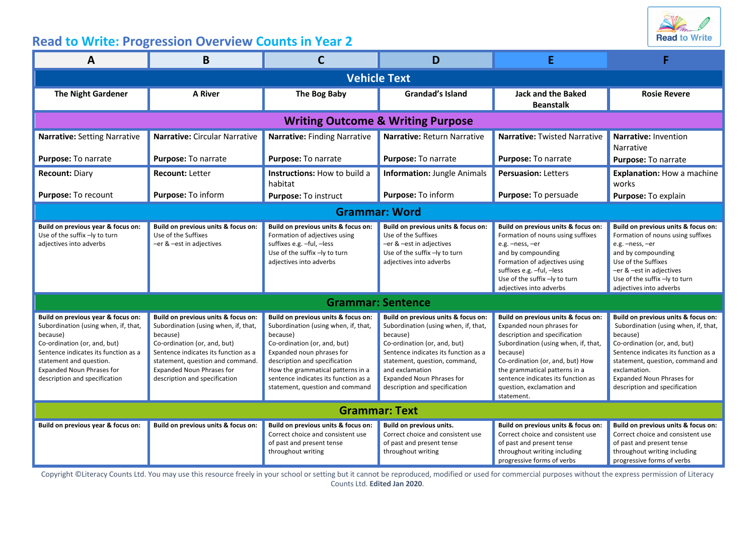# Read to Write: Progression Overview Counts in Year 2

| A | B | C | D | E | F |
|---|---|---|---|---|---|
| **Vehicle Text** | | | | | |
| **The Night Gardener** | **A River** | **The Bog Baby** | **Grandad's Island** | **Jack and the Baked Beanstalk** | **Rosie Revere** |
| **Writing Outcome & Writing Purpose** | | | | | |
| **Narrative:** Setting Narrative<br><br>**Purpose:** To narrate | **Narrative:** Circular Narrative<br><br>**Purpose:** To narrate | **Narrative:** Finding Narrative<br><br>**Purpose:** To narrate | **Narrative:** Return Narrative<br><br>**Purpose:** To narrate | **Narrative:** Twisted Narrative<br><br>**Purpose:** To narrate | **Narrative:** Invention Narrative<br>**Purpose:** To narrate |
| **Recount:** Diary<br><br>**Purpose:** To recount | **Recount:** Letter<br><br>**Purpose:** To inform | **Instructions:** How to build a habitat<br>**Purpose:** To instruct | **Information:** Jungle Animals<br><br>**Purpose:** To inform | **Persuasion:** Letters<br><br>**Purpose:** To persuade | **Explanation:** How a machine works<br>**Purpose:** To explain |
| **Grammar: Word** | | | | | |
| **Build on previous year & focus on:**<br>Use of the suffix –ly to turn adjectives into adverbs | **Build on previous units & focus on:**<br>Use of the Suffixes<br>–er & –est in adjectives | **Build on previous units & focus on:**<br>Formation of adjectives using suffixes e.g. –ful, –less<br>Use of the suffix –ly to turn adjectives into adverbs | **Build on previous units & focus on:**<br>Use of the Suffixes<br>–er & –est in adjectives<br>Use of the suffix –ly to turn adjectives into adverbs | **Build on previous units & focus on:**<br>Formation of nouns using suffixes e.g. –ness, –er<br>and by compounding<br>Formation of adjectives using suffixes e.g. –ful, –less<br>Use of the suffix –ly to turn adjectives into adverbs | **Build on previous units & focus on:**<br>Formation of nouns using suffixes e.g. –ness, –er<br>and by compounding<br>Use of the Suffixes<br>–er & –est in adjectives<br>Use of the suffix –ly to turn adjectives into adverbs |
| **Grammar: Sentence** | | | | | |
| **Build on previous year & focus on:**<br>Subordination (using when, if, that, because)<br>Co-ordination (or, and, but)<br>Sentence indicates its function as a statement and question.<br>Expanded Noun Phrases for description and specification | **Build on previous units & focus on:**<br>Subordination (using when, if, that, because)<br>Co-ordination (or, and, but)<br>Sentence indicates its function as a statement, question and command.<br>Expanded Noun Phrases for description and specification | **Build on previous units & focus on:**<br>Subordination (using when, if, that, because)<br>Co-ordination (or, and, but)<br>Expanded noun phrases for description and specification<br>How the grammatical patterns in a sentence indicates its function as a statement, question and command | **Build on previous units & focus on:**<br>Subordination (using when, if, that, because)<br>Co-ordination (or, and, but)<br>Sentence indicates its function as a statement, question, command, and exclamation<br>Expanded Noun Phrases for description and specification | **Build on previous units & focus on:**<br>Expanded noun phrases for description and specification<br>Subordination (using when, if, that, because)<br>Co-ordination (or, and, but) How the grammatical patterns in a sentence indicates its function as question, exclamation and statement. | **Build on previous units & focus on:**<br>Subordination (using when, if, that, because)<br>Co-ordination (or, and, but)<br>Sentence indicates its function as a statement, question, command and exclamation.<br>Expanded Noun Phrases for description and specification |
| **Grammar: Text** | | | | | |
| **Build on previous year & focus on:** | **Build on previous units & focus on:** | **Build on previous units & focus on:**<br>Correct choice and consistent use of past and present tense throughout writing | **Build on previous units.**<br>Correct choice and consistent use of past and present tense throughout writing | **Build on previous units & focus on:**<br>Correct choice and consistent use of past and present tense throughout writing including progressive forms of verbs | **Build on previous units & focus on:**<br>Correct choice and consistent use of past and present tense throughout writing including progressive forms of verbs |

Copyright ©Literacy Counts Ltd. You may use this resource freely in your school or setting but it cannot be reproduced, modified or used for commercial purposes without the express permission of Literacy Counts Ltd. **Edited Jan 2020**.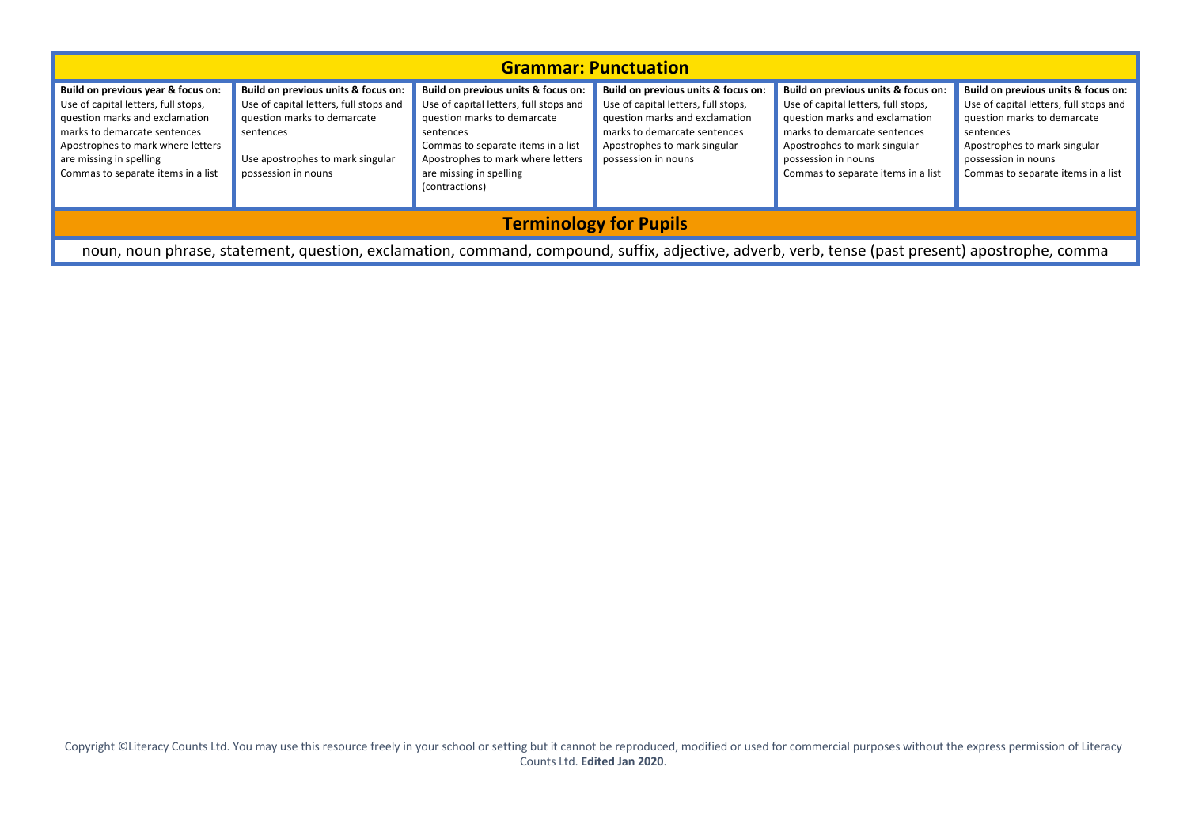## Grammar: Punctuation

| | | | | | |
|---|---|---|---|---|---|
| **Build on previous year & focus on:**<br>Use of capital letters, full stops, question marks and exclamation marks to demarcate sentences<br>Apostrophes to mark where letters are missing in spelling<br>Commas to separate items in a list | **Build on previous units & focus on:**<br>Use of capital letters, full stops and question marks to demarcate sentences<br><br>Use apostrophes to mark singular possession in nouns | **Build on previous units & focus on:**<br>Use of capital letters, full stops and question marks to demarcate sentences<br>Commas to separate items in a list<br>Apostrophes to mark where letters are missing in spelling (contractions) | **Build on previous units & focus on:**<br>Use of capital letters, full stops, question marks and exclamation marks to demarcate sentences<br>Apostrophes to mark singular possession in nouns | **Build on previous units & focus on:**<br>Use of capital letters, full stops, question marks and exclamation marks to demarcate sentences<br>Apostrophes to mark singular possession in nouns<br>Commas to separate items in a list | **Build on previous units & focus on:**<br>Use of capital letters, full stops and question marks to demarcate sentences<br>Apostrophes to mark singular possession in nouns<br>Commas to separate items in a list |

## Terminology for Pupils

noun, noun phrase, statement, question, exclamation, command, compound, suffix, adjective, adverb, verb, tense (past present) apostrophe, comma

Copyright ©Literacy Counts Ltd. You may use this resource freely in your school or setting but it cannot be reproduced, modified or used for commercial purposes without the express permission of Literacy Counts Ltd. **Edited Jan 2020**.